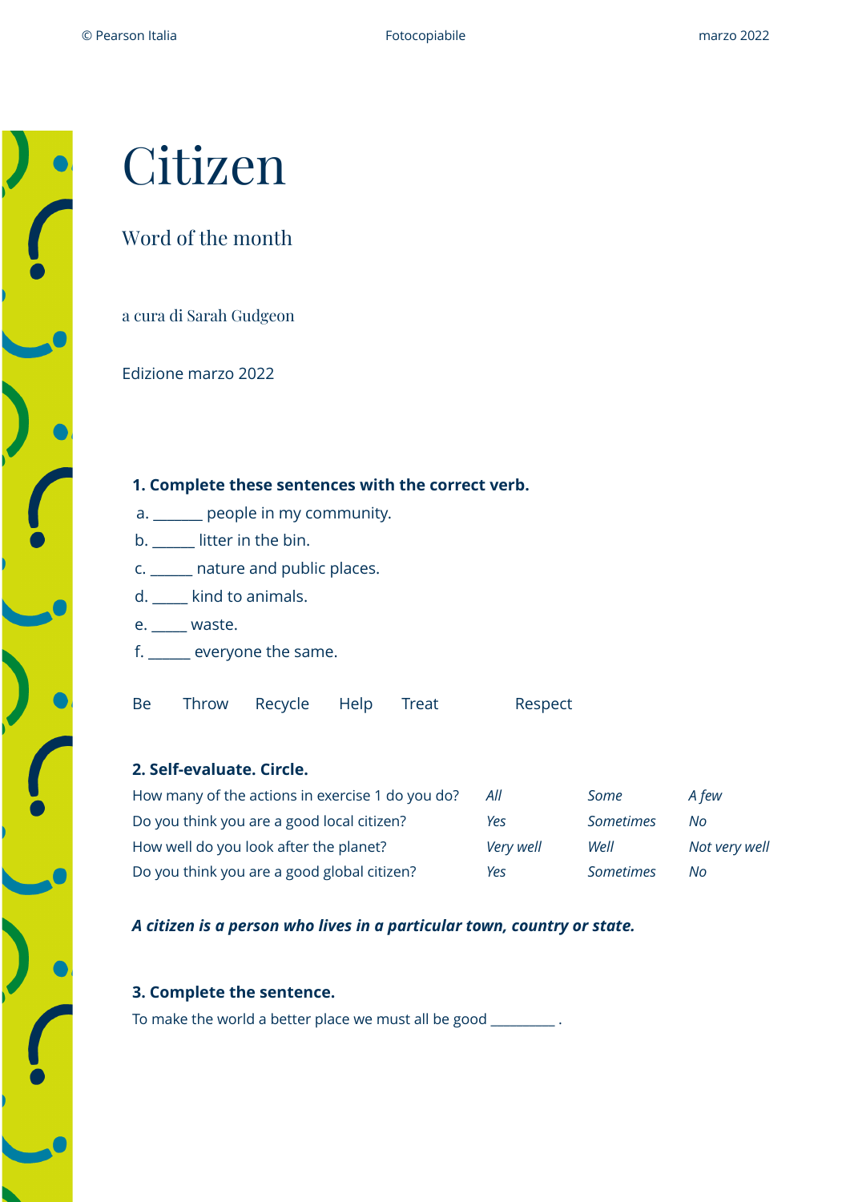# Citizen

## Word of the month

a cura di Sarah Gudgeon

Edizione marzo 2022

**1. Complete these sentences with the correct verb.**

a. _______ people in my community.
b. ______ litter in the bin.
c. ______ nature and public places.
d. _____ kind to animals.
e. _____ waste.
f. ______ everyone the same.

Be     Throw     Recycle     Help     Treat     Respect

**2. Self-evaluate. Circle.**

| | | | |
|---|---|---|---|
| How many of the actions in exercise 1 do you do? | *All* | *Some* | *A few* |
| Do you think you are a good local citizen? | *Yes* | *Sometimes* | *No* |
| How well do you look after the planet? | *Very well* | *Well* | *Not very well* |
| Do you think you are a good global citizen? | *Yes* | *Sometimes* | *No* |

***A citizen is a person who lives in a particular town, country or state.***

**3. Complete the sentence.**

To make the world a better place we must all be good _________ .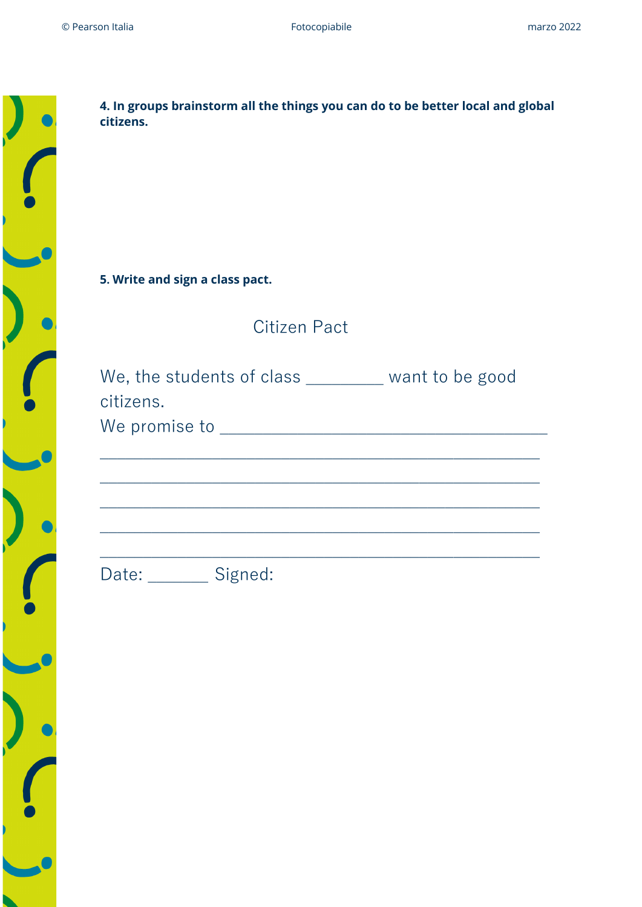**4. In groups brainstorm all the things you can do to be better local and global citizens.**

**5. Write and sign a class pact.**

Citizen Pact

We, the students of class _________ want to be good citizens.

We promise to ______________________________________

____________________________________________________

____________________________________________________

____________________________________________________

____________________________________________________

____________________________________________________

Date: _______ Signed: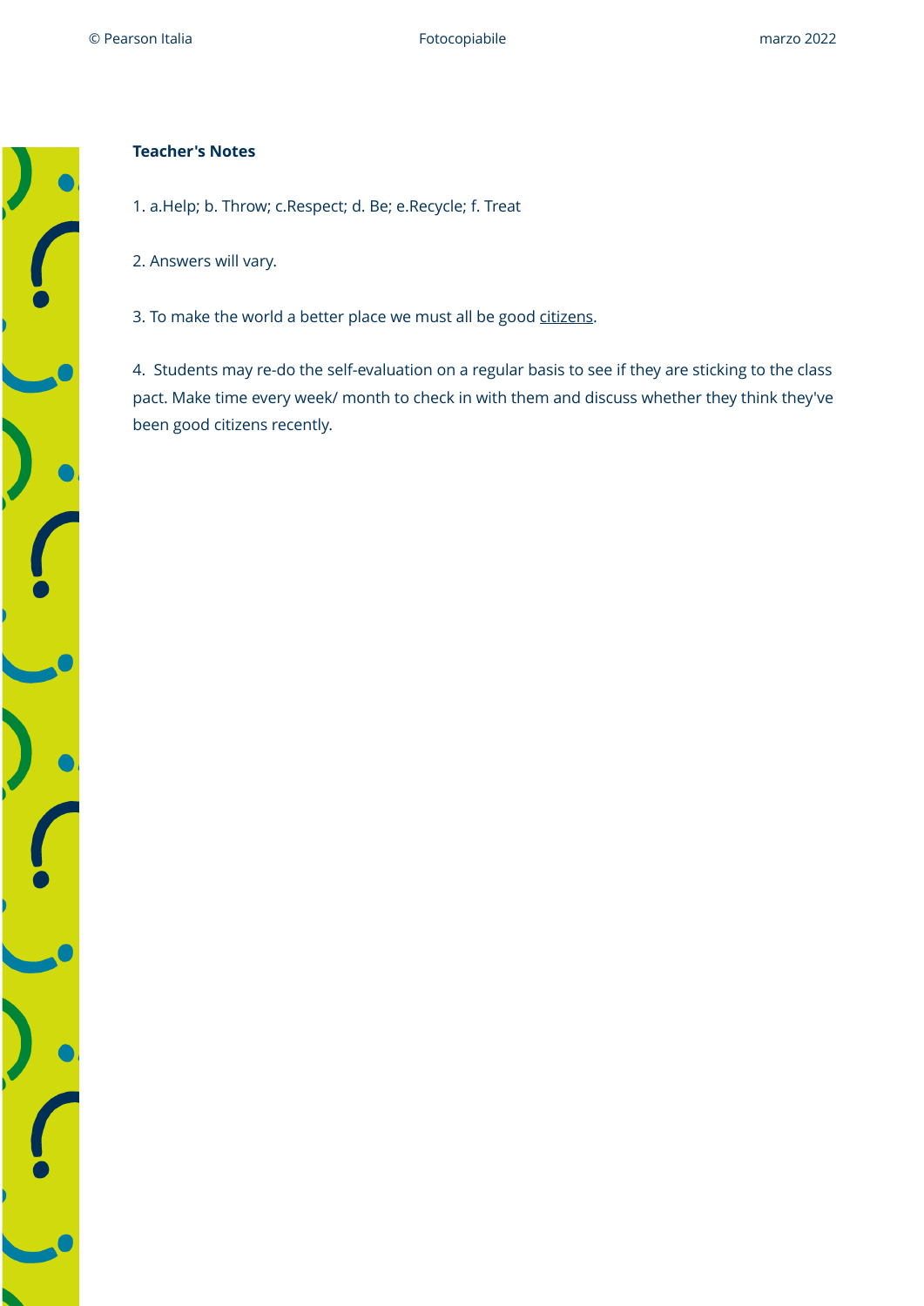**Teacher's Notes**

1. a.Help; b. Throw; c.Respect; d. Be; e.Recycle; f. Treat

2. Answers will vary.

3. To make the world a better place we must all be good <u>citizens</u>.

4. Students may re-do the self-evaluation on a regular basis to see if they are sticking to the class pact. Make time every week/ month to check in with them and discuss whether they think they've been good citizens recently.